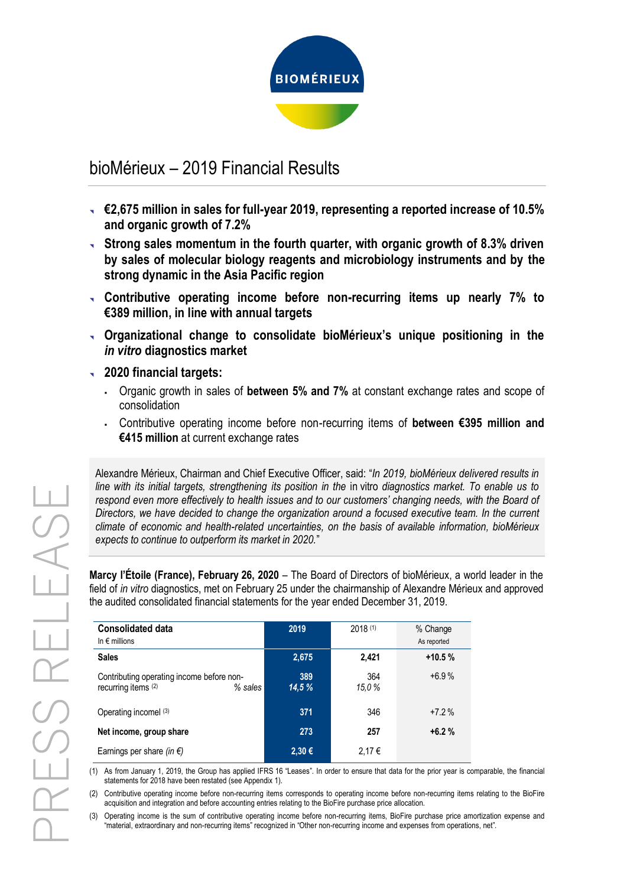# bioMérieux – 2019 Financial Results

- **€2,675 million in sales for full-year 2019, representing a reported increase of 10.5% and organic growth of 7.2%**
- **Strong sales momentum in the fourth quarter, with organic growth of 8.3% driven by sales of molecular biology reagents and microbiology instruments and by the strong dynamic in the Asia Pacific region**
- **Contributive operating income before non-recurring items up nearly 7% to €389 million, in line with annual targets**
- **Organizational change to consolidate bioMérieux's unique positioning in the *in vitro* diagnostics market**
- **2020 financial targets:**
  - Organic growth in sales of **between 5% and 7%** at constant exchange rates and scope of consolidation
  - Contributive operating income before non-recurring items of **between €395 million and €415 million** at current exchange rates

Alexandre Mérieux, Chairman and Chief Executive Officer, said: "*In 2019, bioMérieux delivered results in line with its initial targets, strengthening its position in the* in vitro *diagnostics market. To enable us to respond even more effectively to health issues and to our customers' changing needs, with the Board of Directors, we have decided to change the organization around a focused executive team. In the current climate of economic and health-related uncertainties, on the basis of available information, bioMérieux expects to continue to outperform its market in 2020.*"

**Marcy l'Étoile (France), February 26, 2020** – The Board of Directors of bioMérieux, a world leader in the field of *in vitro* diagnostics, met on February 25 under the chairmanship of Alexandre Mérieux and approved the audited consolidated financial statements for the year ended December 31, 2019.

| **Consolidated data** In € millions | **2019** | 2018 (1) | % Change As reported |
|---|---|---|---|
| **Sales** | **2,675** | **2,421** | **+10.5 %** |
| Contributing operating income before non-recurring items (2) | **389** | 364 | +6.9 % |
| *% sales* | ***14,5 %*** | *15,0 %* | |
| Operating incomel (3) | **371** | 346 | +7.2 % |
| **Net income, group share** | **273** | **257** | **+6.2 %** |
| Earnings per share *(in €)* | **2,30 €** | 2,17 € | |

(1) As from January 1, 2019, the Group has applied IFRS 16 "Leases". In order to ensure that data for the prior year is comparable, the financial statements for 2018 have been restated (see Appendix 1).

(2) Contributive operating income before non-recurring items corresponds to operating income before non-recurring items relating to the BioFire acquisition and integration and before accounting entries relating to the BioFire purchase price allocation.

(3) Operating income is the sum of contributive operating income before non-recurring items, BioFire purchase price amortization expense and "material, extraordinary and non-recurring items" recognized in "Other non-recurring income and expenses from operations, net".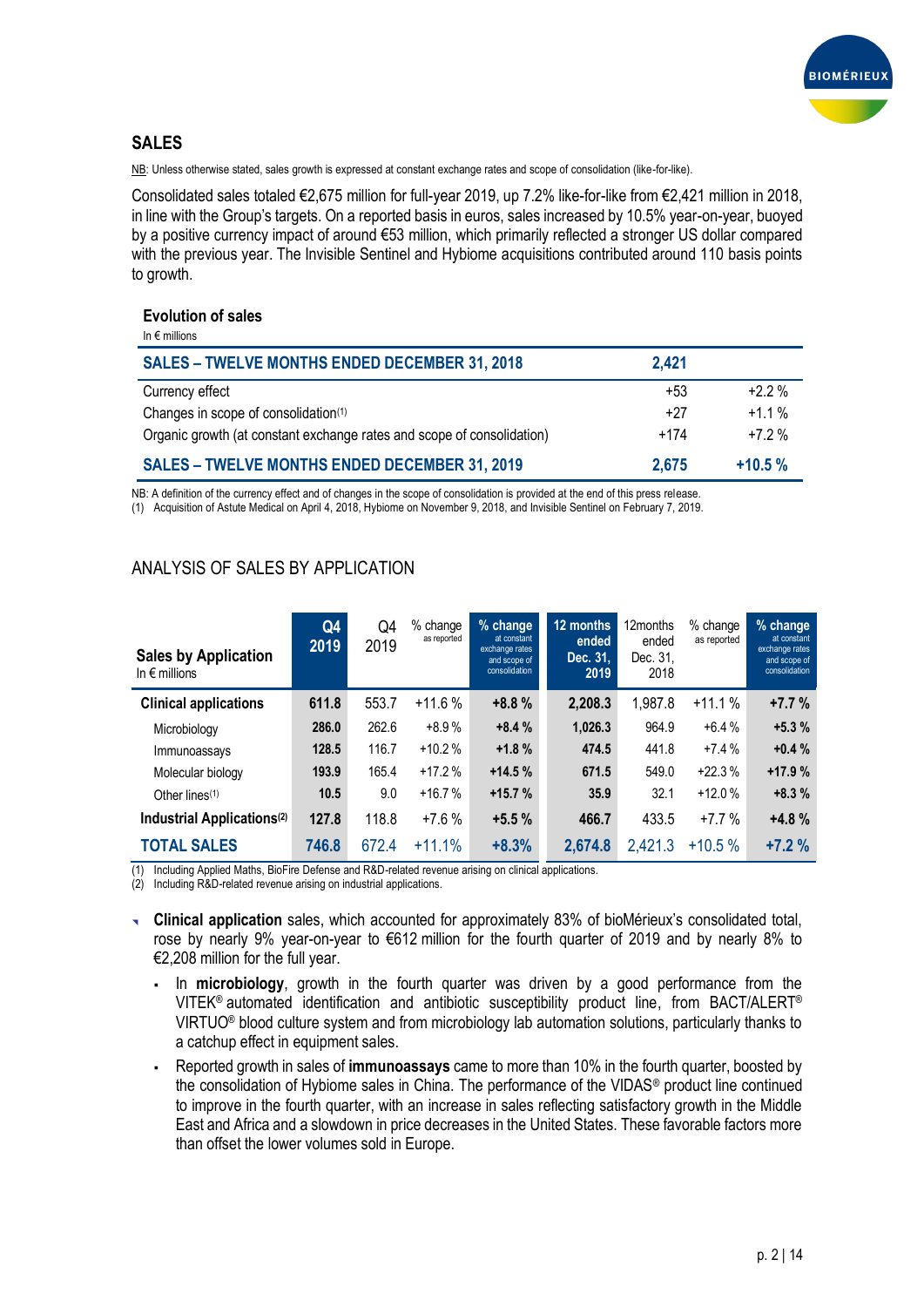## SALES

NB: Unless otherwise stated, sales growth is expressed at constant exchange rates and scope of consolidation (like-for-like).

Consolidated sales totaled €2,675 million for full-year 2019, up 7.2% like-for-like from €2,421 million in 2018, in line with the Group's targets. On a reported basis in euros, sales increased by 10.5% year-on-year, buoyed by a positive currency impact of around €53 million, which primarily reflected a stronger US dollar compared with the previous year. The Invisible Sentinel and Hybiome acquisitions contributed around 110 basis points to growth.

### Evolution of sales

In € millions

| SALES – TWELVE MONTHS ENDED DECEMBER 31, 2018 | 2,421 | |
|---|---|---|
| Currency effect | +53 | +2.2 % |
| Changes in scope of consolidation[(1)] | +27 | +1.1 % |
| Organic growth (at constant exchange rates and scope of consolidation) | +174 | +7.2 % |
| **SALES – TWELVE MONTHS ENDED DECEMBER 31, 2019** | **2,675** | **+10.5 %** |

NB: A definition of the currency effect and of changes in the scope of consolidation is provided at the end of this press release.
(1) Acquisition of Astute Medical on April 4, 2018, Hybiome on November 9, 2018, and Invisible Sentinel on February 7, 2019.

## ANALYSIS OF SALES BY APPLICATION

| Sales by Application<br>In € millions | Q4 2019 | Q4 2019 | % change as reported | % change at constant exchange rates and scope of consolidation | 12 months ended Dec. 31, 2019 | 12months ended Dec. 31, 2018 | % change as reported | % change at constant exchange rates and scope of consolidation |
|---|---|---|---|---|---|---|---|---|
| **Clinical applications** | **611.8** | 553.7 | +11.6 % | **+8.8 %** | **2,208.3** | 1,987.8 | +11.1 % | **+7.7 %** |
| Microbiology | **286.0** | 262.6 | +8.9 % | **+8.4 %** | **1,026.3** | 964.9 | +6.4 % | **+5.3 %** |
| Immunoassays | **128.5** | 116.7 | +10.2 % | **+1.8 %** | **474.5** | 441.8 | +7.4 % | **+0.4 %** |
| Molecular biology | **193.9** | 165.4 | +17.2 % | **+14.5 %** | **671.5** | 549.0 | +22.3 % | **+17.9 %** |
| Other lines[(1)] | **10.5** | 9.0 | +16.7 % | **+15.7 %** | **35.9** | 32.1 | +12.0 % | **+8.3 %** |
| **Industrial Applications[(2)]** | **127.8** | 118.8 | +7.6 % | **+5.5 %** | **466.7** | 433.5 | +7.7 % | **+4.8 %** |
| **TOTAL SALES** | **746.8** | 672.4 | +11.1% | **+8.3%** | **2,674.8** | 2,421.3 | +10.5 % | **+7.2 %** |

(1) Including Applied Maths, BioFire Defense and R&D-related revenue arising on clinical applications.
(2) Including R&D-related revenue arising on industrial applications.

- **Clinical application** sales, which accounted for approximately 83% of bioMérieux's consolidated total, rose by nearly 9% year-on-year to €612 million for the fourth quarter of 2019 and by nearly 8% to €2,208 million for the full year.
  - In **microbiology**, growth in the fourth quarter was driven by a good performance from the VITEK® automated identification and antibiotic susceptibility product line, from BACT/ALERT® VIRTUO® blood culture system and from microbiology lab automation solutions, particularly thanks to a catchup effect in equipment sales.
  - Reported growth in sales of **immunoassays** came to more than 10% in the fourth quarter, boosted by the consolidation of Hybiome sales in China. The performance of the VIDAS® product line continued to improve in the fourth quarter, with an increase in sales reflecting satisfactory growth in the Middle East and Africa and a slowdown in price decreases in the United States. These favorable factors more than offset the lower volumes sold in Europe.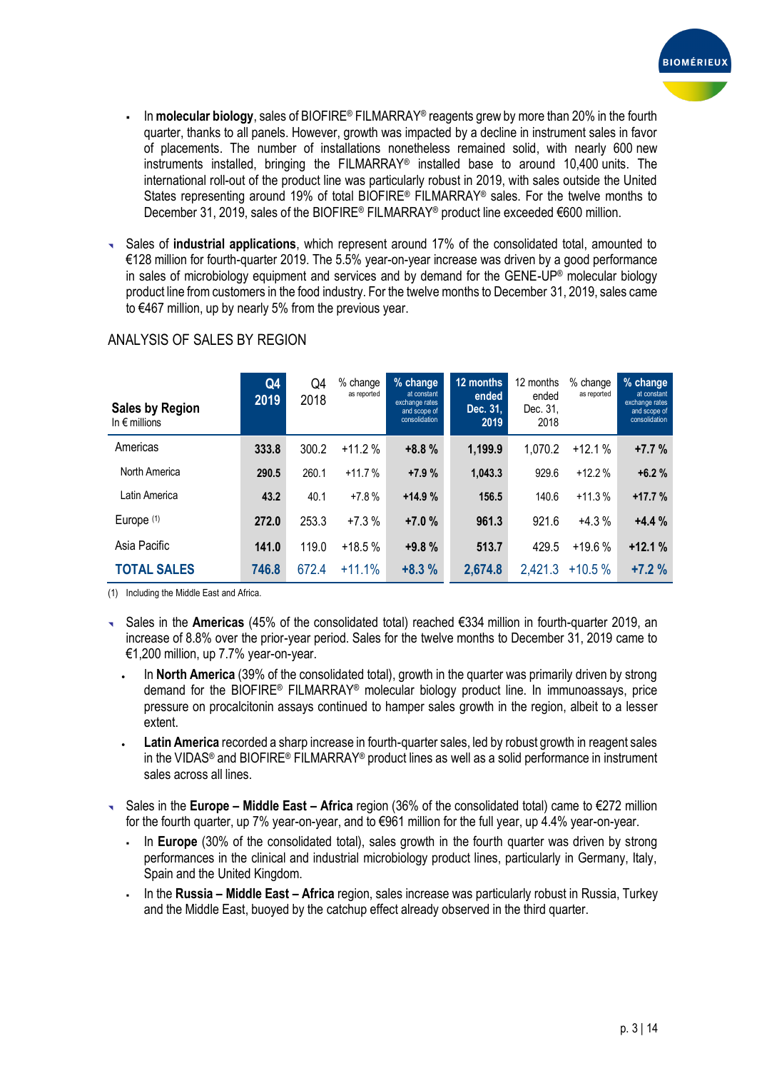- In **molecular biology**, sales of BIOFIRE® FILMARRAY® reagents grew by more than 20% in the fourth quarter, thanks to all panels. However, growth was impacted by a decline in instrument sales in favor of placements. The number of installations nonetheless remained solid, with nearly 600 new instruments installed, bringing the FILMARRAY® installed base to around 10,400 units. The international roll-out of the product line was particularly robust in 2019, with sales outside the United States representing around 19% of total BIOFIRE® FILMARRAY® sales. For the twelve months to December 31, 2019, sales of the BIOFIRE® FILMARRAY® product line exceeded €600 million.

- Sales of **industrial applications**, which represent around 17% of the consolidated total, amounted to €128 million for fourth-quarter 2019. The 5.5% year-on-year increase was driven by a good performance in sales of microbiology equipment and services and by demand for the GENE-UP® molecular biology product line from customers in the food industry. For the twelve months to December 31, 2019, sales came to €467 million, up by nearly 5% from the previous year.

## ANALYSIS OF SALES BY REGION

| **Sales by Region** In € millions | **Q4 2019** | Q4 2018 | % change as reported | **% change** at constant exchange rates and scope of consolidation | **12 months ended Dec. 31, 2019** | 12 months ended Dec. 31, 2018 | % change as reported | **% change** at constant exchange rates and scope of consolidation |
|---|---|---|---|---|---|---|---|---|
| Americas | **333.8** | 300.2 | +11.2 % | **+8.8 %** | **1,199.9** | 1,070.2 | +12.1 % | **+7.7 %** |
| North America | **290.5** | 260.1 | +11.7 % | **+7.9 %** | **1,043.3** | 929.6 | +12.2 % | **+6.2 %** |
| Latin America | **43.2** | 40.1 | +7.8 % | **+14.9 %** | **156.5** | 140.6 | +11.3 % | **+17.7 %** |
| Europe (1) | **272.0** | 253.3 | +7.3 % | **+7.0 %** | **961.3** | 921.6 | +4.3 % | **+4.4 %** |
| Asia Pacific | **141.0** | 119.0 | +18.5 % | **+9.8 %** | **513.7** | 429.5 | +19.6 % | **+12.1 %** |
| **TOTAL SALES** | **746.8** | 672.4 | +11.1% | **+8.3 %** | **2,674.8** | 2,421.3 | +10.5 % | **+7.2 %** |

(1) Including the Middle East and Africa.

- Sales in the **Americas** (45% of the consolidated total) reached €334 million in fourth-quarter 2019, an increase of 8.8% over the prior-year period. Sales for the twelve months to December 31, 2019 came to €1,200 million, up 7.7% year-on-year.
  - In **North America** (39% of the consolidated total), growth in the quarter was primarily driven by strong demand for the BIOFIRE® FILMARRAY® molecular biology product line. In immunoassays, price pressure on procalcitonin assays continued to hamper sales growth in the region, albeit to a lesser extent.
  - **Latin America** recorded a sharp increase in fourth-quarter sales, led by robust growth in reagent sales in the VIDAS® and BIOFIRE® FILMARRAY® product lines as well as a solid performance in instrument sales across all lines.

- Sales in the **Europe – Middle East – Africa** region (36% of the consolidated total) came to €272 million for the fourth quarter, up 7% year-on-year, and to €961 million for the full year, up 4.4% year-on-year.
  - In **Europe** (30% of the consolidated total), sales growth in the fourth quarter was driven by strong performances in the clinical and industrial microbiology product lines, particularly in Germany, Italy, Spain and the United Kingdom.
  - In the **Russia – Middle East – Africa** region, sales increase was particularly robust in Russia, Turkey and the Middle East, buoyed by the catchup effect already observed in the third quarter.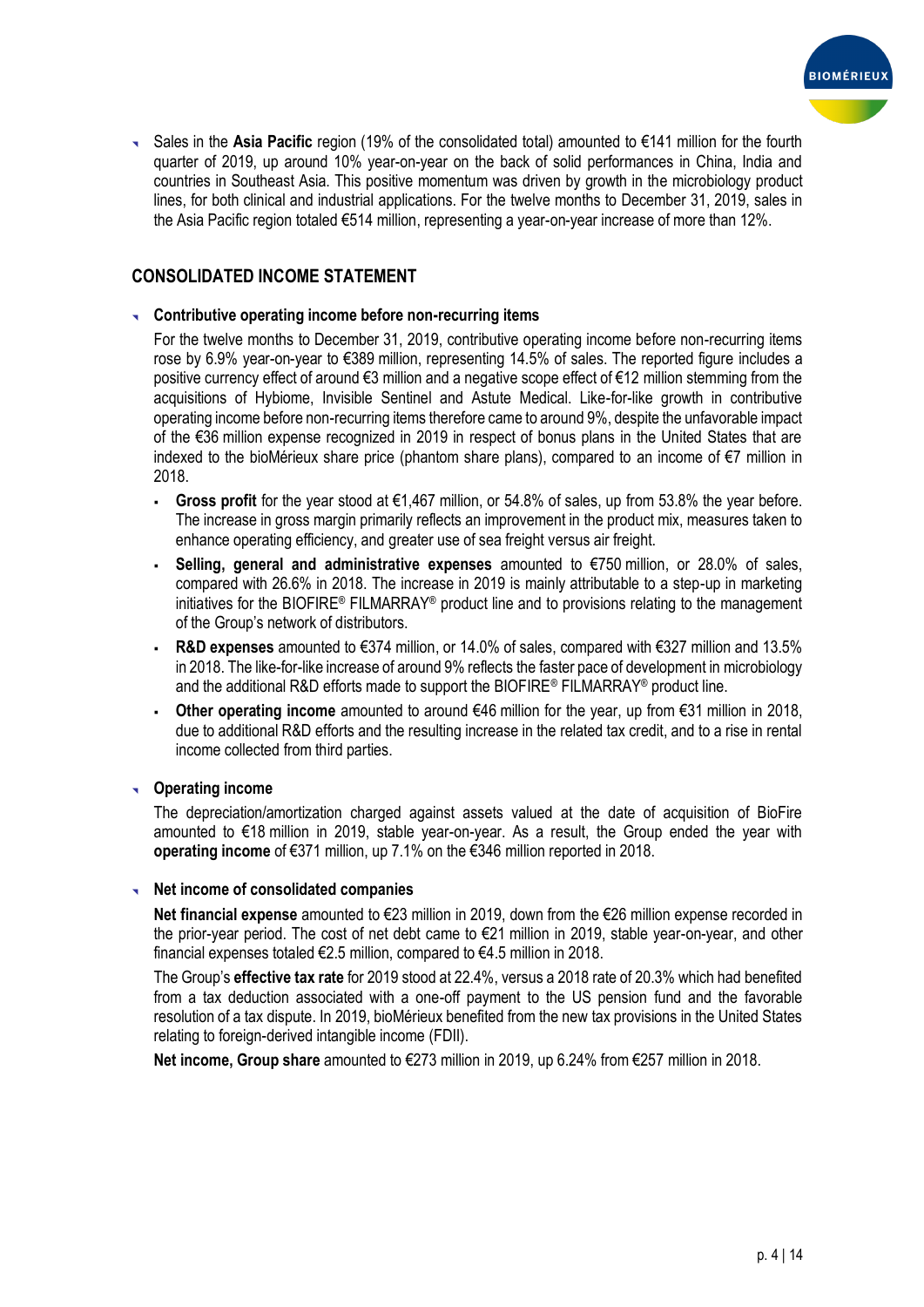- Sales in the **Asia Pacific** region (19% of the consolidated total) amounted to €141 million for the fourth quarter of 2019, up around 10% year-on-year on the back of solid performances in China, India and countries in Southeast Asia. This positive momentum was driven by growth in the microbiology product lines, for both clinical and industrial applications. For the twelve months to December 31, 2019, sales in the Asia Pacific region totaled €514 million, representing a year-on-year increase of more than 12%.

## CONSOLIDATED INCOME STATEMENT

- **Contributive operating income before non-recurring items**

  For the twelve months to December 31, 2019, contributive operating income before non-recurring items rose by 6.9% year-on-year to €389 million, representing 14.5% of sales. The reported figure includes a positive currency effect of around €3 million and a negative scope effect of €12 million stemming from the acquisitions of Hybiome, Invisible Sentinel and Astute Medical. Like-for-like growth in contributive operating income before non-recurring items therefore came to around 9%, despite the unfavorable impact of the €36 million expense recognized in 2019 in respect of bonus plans in the United States that are indexed to the bioMérieux share price (phantom share plans), compared to an income of €7 million in 2018.

  - **Gross profit** for the year stood at €1,467 million, or 54.8% of sales, up from 53.8% the year before. The increase in gross margin primarily reflects an improvement in the product mix, measures taken to enhance operating efficiency, and greater use of sea freight versus air freight.
  - **Selling, general and administrative expenses** amounted to €750 million, or 28.0% of sales, compared with 26.6% in 2018. The increase in 2019 is mainly attributable to a step-up in marketing initiatives for the BIOFIRE® FILMARRAY® product line and to provisions relating to the management of the Group's network of distributors.
  - **R&D expenses** amounted to €374 million, or 14.0% of sales, compared with €327 million and 13.5% in 2018. The like-for-like increase of around 9% reflects the faster pace of development in microbiology and the additional R&D efforts made to support the BIOFIRE® FILMARRAY® product line.
  - **Other operating income** amounted to around €46 million for the year, up from €31 million in 2018, due to additional R&D efforts and the resulting increase in the related tax credit, and to a rise in rental income collected from third parties.

- **Operating income**

  The depreciation/amortization charged against assets valued at the date of acquisition of BioFire amounted to €18 million in 2019, stable year-on-year. As a result, the Group ended the year with **operating income** of €371 million, up 7.1% on the €346 million reported in 2018.

- **Net income of consolidated companies**

  **Net financial expense** amounted to €23 million in 2019, down from the €26 million expense recorded in the prior-year period. The cost of net debt came to €21 million in 2019, stable year-on-year, and other financial expenses totaled €2.5 million, compared to €4.5 million in 2018.

  The Group's **effective tax rate** for 2019 stood at 22.4%, versus a 2018 rate of 20.3% which had benefited from a tax deduction associated with a one-off payment to the US pension fund and the favorable resolution of a tax dispute. In 2019, bioMérieux benefited from the new tax provisions in the United States relating to foreign-derived intangible income (FDII).

  **Net income, Group share** amounted to €273 million in 2019, up 6.24% from €257 million in 2018.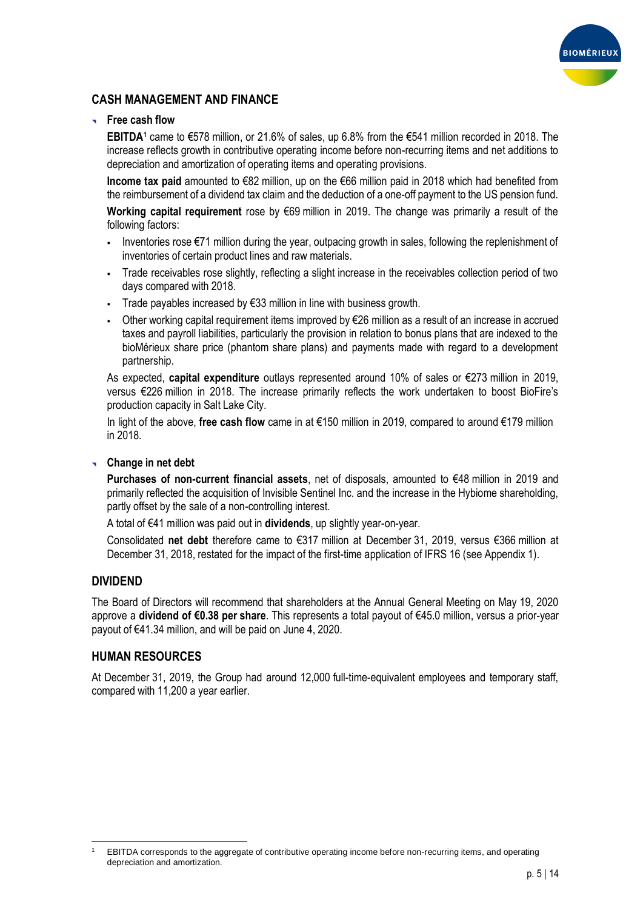## CASH MANAGEMENT AND FINANCE

### Free cash flow

**EBITDA**[1] came to €578 million, or 21.6% of sales, up 6.8% from the €541 million recorded in 2018. The increase reflects growth in contributive operating income before non-recurring items and net additions to depreciation and amortization of operating items and operating provisions.

**Income tax paid** amounted to €82 million, up on the €66 million paid in 2018 which had benefited from the reimbursement of a dividend tax claim and the deduction of a one-off payment to the US pension fund.

**Working capital requirement** rose by €69 million in 2019. The change was primarily a result of the following factors:

- Inventories rose €71 million during the year, outpacing growth in sales, following the replenishment of inventories of certain product lines and raw materials.
- Trade receivables rose slightly, reflecting a slight increase in the receivables collection period of two days compared with 2018.
- Trade payables increased by €33 million in line with business growth.
- Other working capital requirement items improved by €26 million as a result of an increase in accrued taxes and payroll liabilities, particularly the provision in relation to bonus plans that are indexed to the bioMérieux share price (phantom share plans) and payments made with regard to a development partnership.

As expected, **capital expenditure** outlays represented around 10% of sales or €273 million in 2019, versus €226 million in 2018. The increase primarily reflects the work undertaken to boost BioFire's production capacity in Salt Lake City.

In light of the above, **free cash flow** came in at €150 million in 2019, compared to around €179 million in 2018.

### Change in net debt

**Purchases of non-current financial assets**, net of disposals, amounted to €48 million in 2019 and primarily reflected the acquisition of Invisible Sentinel Inc. and the increase in the Hybiome shareholding, partly offset by the sale of a non-controlling interest.

A total of €41 million was paid out in **dividends**, up slightly year-on-year.

Consolidated **net debt** therefore came to €317 million at December 31, 2019, versus €366 million at December 31, 2018, restated for the impact of the first-time application of IFRS 16 (see Appendix 1).

## DIVIDEND

The Board of Directors will recommend that shareholders at the Annual General Meeting on May 19, 2020 approve a **dividend of €0.38 per share**. This represents a total payout of €45.0 million, versus a prior-year payout of €41.34 million, and will be paid on June 4, 2020.

## HUMAN RESOURCES

At December 31, 2019, the Group had around 12,000 full-time-equivalent employees and temporary staff, compared with 11,200 a year earlier.

---

[1] EBITDA corresponds to the aggregate of contributive operating income before non-recurring items, and operating depreciation and amortization.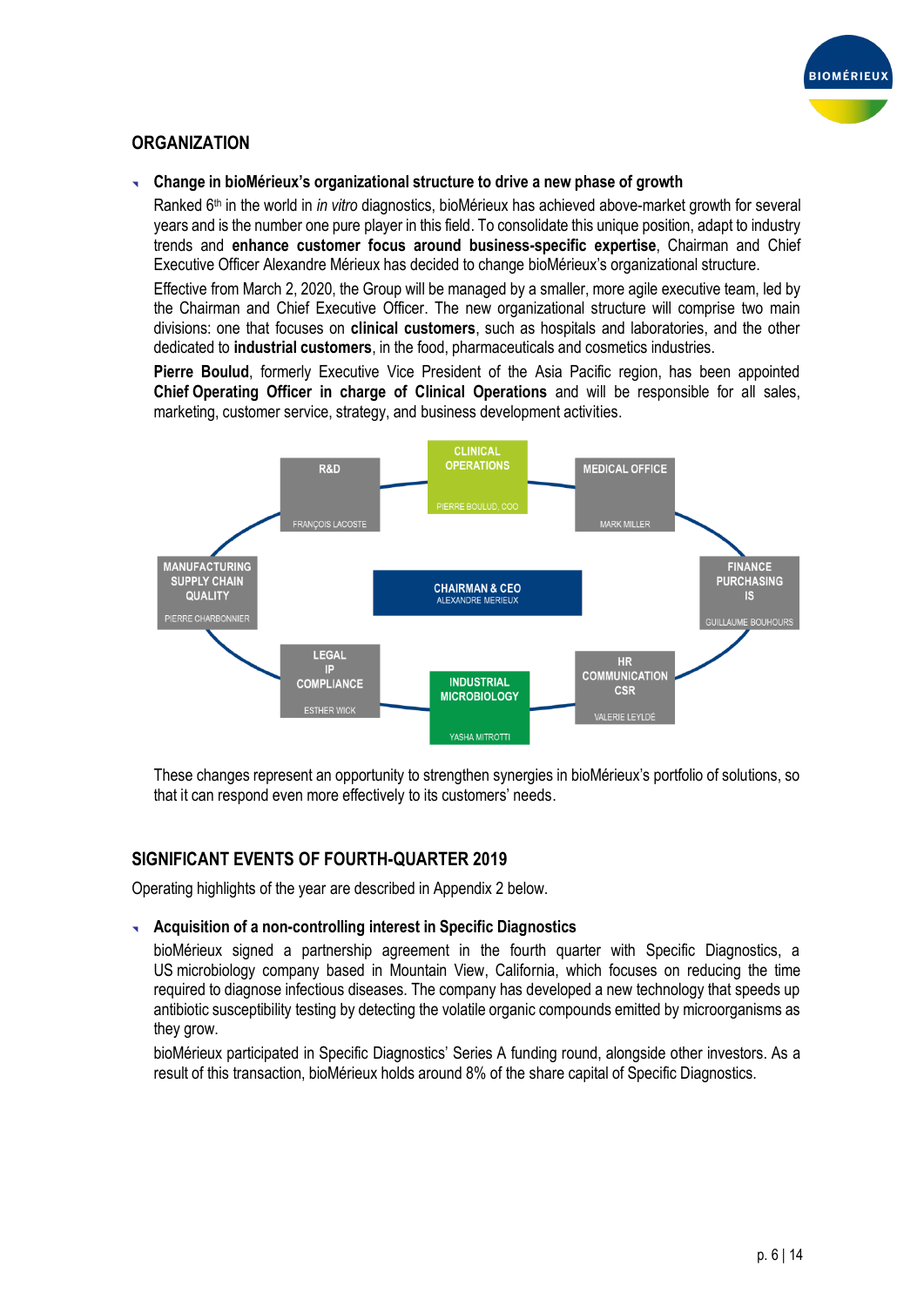## ORGANIZATION

- **Change in bioMérieux's organizational structure to drive a new phase of growth**

  Ranked 6th in the world in *in vitro* diagnostics, bioMérieux has achieved above-market growth for several years and is the number one pure player in this field. To consolidate this unique position, adapt to industry trends and **enhance customer focus around business-specific expertise**, Chairman and Chief Executive Officer Alexandre Mérieux has decided to change bioMérieux's organizational structure.

  Effective from March 2, 2020, the Group will be managed by a smaller, more agile executive team, led by the Chairman and Chief Executive Officer. The new organizational structure will comprise two main divisions: one that focuses on **clinical customers**, such as hospitals and laboratories, and the other dedicated to **industrial customers**, in the food, pharmaceuticals and cosmetics industries.

  **Pierre Boulud**, formerly Executive Vice President of the Asia Pacific region, has been appointed **Chief Operating Officer in charge of Clinical Operations** and will be responsible for all sales, marketing, customer service, strategy, and business development activities.

  CHAIRMAN & CEO
  ALEXANDRE MERIEUX

  - CLINICAL OPERATIONS — PIERRE BOULUD, COO
  - MEDICAL OFFICE — MARK MILLER
  - FINANCE, PURCHASING, IS — GUILLAUME BOUHOURS
  - HR, COMMUNICATION, CSR — VALERIE LEYLDÉ
  - INDUSTRIAL MICROBIOLOGY — YASHA MITROTTI
  - LEGAL, IP, COMPLIANCE — ESTHER WICK
  - MANUFACTURING, SUPPLY CHAIN, QUALITY — PIERRE CHARBONNIER
  - R&D — FRANÇOIS LACOSTE

  These changes represent an opportunity to strengthen synergies in bioMérieux's portfolio of solutions, so that it can respond even more effectively to its customers' needs.

## SIGNIFICANT EVENTS OF FOURTH-QUARTER 2019

Operating highlights of the year are described in Appendix 2 below.

- **Acquisition of a non-controlling interest in Specific Diagnostics**

  bioMérieux signed a partnership agreement in the fourth quarter with Specific Diagnostics, a US microbiology company based in Mountain View, California, which focuses on reducing the time required to diagnose infectious diseases. The company has developed a new technology that speeds up antibiotic susceptibility testing by detecting the volatile organic compounds emitted by microorganisms as they grow.

  bioMérieux participated in Specific Diagnostics' Series A funding round, alongside other investors. As a result of this transaction, bioMérieux holds around 8% of the share capital of Specific Diagnostics.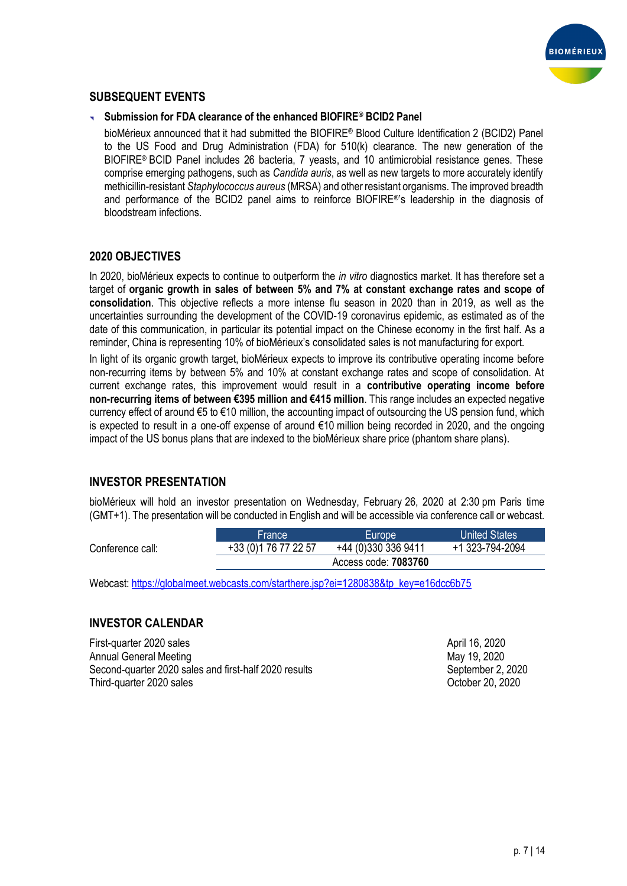## SUBSEQUENT EVENTS

- **Submission for FDA clearance of the enhanced BIOFIRE® BCID2 Panel**

  bioMérieux announced that it had submitted the BIOFIRE® Blood Culture Identification 2 (BCID2) Panel to the US Food and Drug Administration (FDA) for 510(k) clearance. The new generation of the BIOFIRE® BCID Panel includes 26 bacteria, 7 yeasts, and 10 antimicrobial resistance genes. These comprise emerging pathogens, such as *Candida auris*, as well as new targets to more accurately identify methicillin-resistant *Staphylococcus aureus* (MRSA) and other resistant organisms. The improved breadth and performance of the BCID2 panel aims to reinforce BIOFIRE®'s leadership in the diagnosis of bloodstream infections.

## 2020 OBJECTIVES

In 2020, bioMérieux expects to continue to outperform the *in vitro* diagnostics market. It has therefore set a target of **organic growth in sales of between 5% and 7% at constant exchange rates and scope of consolidation**. This objective reflects a more intense flu season in 2020 than in 2019, as well as the uncertainties surrounding the development of the COVID-19 coronavirus epidemic, as estimated as of the date of this communication, in particular its potential impact on the Chinese economy in the first half. As a reminder, China is representing 10% of bioMérieux's consolidated sales is not manufacturing for export.

In light of its organic growth target, bioMérieux expects to improve its contributive operating income before non-recurring items by between 5% and 10% at constant exchange rates and scope of consolidation. At current exchange rates, this improvement would result in a **contributive operating income before non-recurring items of between €395 million and €415 million**. This range includes an expected negative currency effect of around €5 to €10 million, the accounting impact of outsourcing the US pension fund, which is expected to result in a one-off expense of around €10 million being recorded in 2020, and the ongoing impact of the US bonus plans that are indexed to the bioMérieux share price (phantom share plans).

## INVESTOR PRESENTATION

bioMérieux will hold an investor presentation on Wednesday, February 26, 2020 at 2:30 pm Paris time (GMT+1). The presentation will be conducted in English and will be accessible via conference call or webcast.

| | France | Europe | United States |
|---|---|---|---|
| Conference call: | +33 (0)1 76 77 22 57 | +44 (0)330 336 9411 | +1 323-794-2094 |
| | | Access code: **7083760** | |

Webcast: https://globalmeet.webcasts.com/starthere.jsp?ei=1280838&tp_key=e16dcc6b75

## INVESTOR CALENDAR

| | |
|---|---|
| First-quarter 2020 sales | April 16, 2020 |
| Annual General Meeting | May 19, 2020 |
| Second-quarter 2020 sales and first-half 2020 results | September 2, 2020 |
| Third-quarter 2020 sales | October 20, 2020 |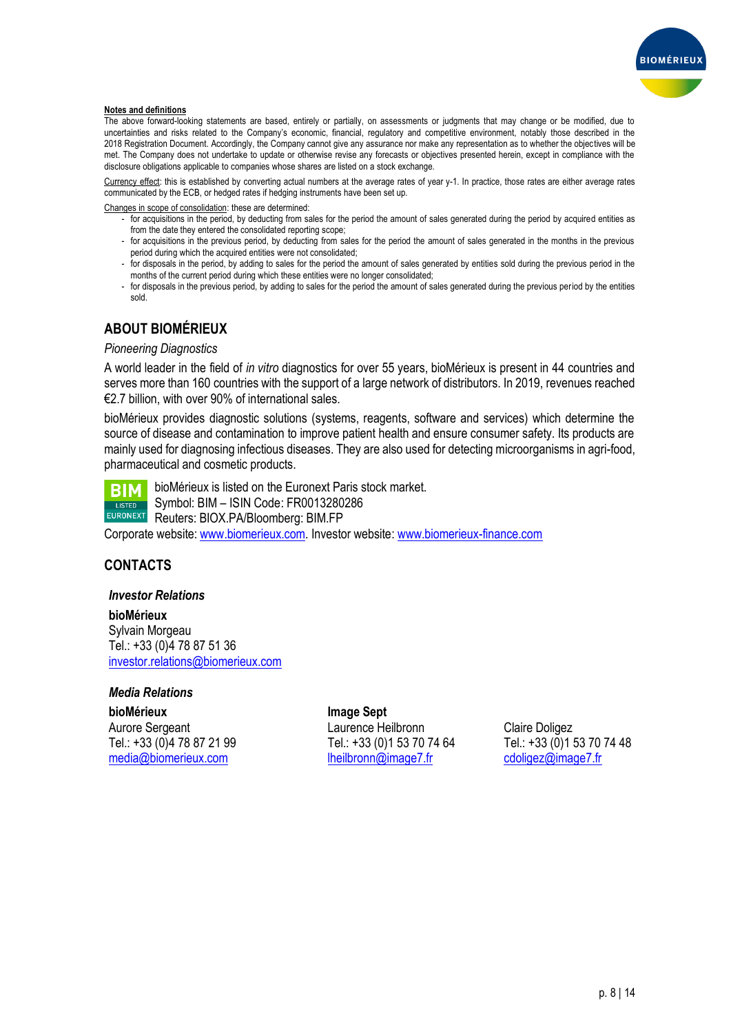**Notes and definitions**

The above forward-looking statements are based, entirely or partially, on assessments or judgments that may change or be modified, due to uncertainties and risks related to the Company's economic, financial, regulatory and competitive environment, notably those described in the 2018 Registration Document. Accordingly, the Company cannot give any assurance nor make any representation as to whether the objectives will be met. The Company does not undertake to update or otherwise revise any forecasts or objectives presented herein, except in compliance with the disclosure obligations applicable to companies whose shares are listed on a stock exchange.

Currency effect: this is established by converting actual numbers at the average rates of year y-1. In practice, those rates are either average rates communicated by the ECB, or hedged rates if hedging instruments have been set up.

Changes in scope of consolidation: these are determined:

- for acquisitions in the period, by deducting from sales for the period the amount of sales generated during the period by acquired entities as from the date they entered the consolidated reporting scope;
- for acquisitions in the previous period, by deducting from sales for the period the amount of sales generated in the months in the previous period during which the acquired entities were not consolidated;
- for disposals in the period, by adding to sales for the period the amount of sales generated by entities sold during the previous period in the months of the current period during which these entities were no longer consolidated;
- for disposals in the previous period, by adding to sales for the period the amount of sales generated during the previous period by the entities sold.

## ABOUT BIOMÉRIEUX

*Pioneering Diagnostics*

A world leader in the field of *in vitro* diagnostics for over 55 years, bioMérieux is present in 44 countries and serves more than 160 countries with the support of a large network of distributors. In 2019, revenues reached €2.7 billion, with over 90% of international sales.

bioMérieux provides diagnostic solutions (systems, reagents, software and services) which determine the source of disease and contamination to improve patient health and ensure consumer safety. Its products are mainly used for diagnosing infectious diseases. They are also used for detecting microorganisms in agri-food, pharmaceutical and cosmetic products.

bioMérieux is listed on the Euronext Paris stock market.
Symbol: BIM – ISIN Code: FR0013280286
Reuters: BIOX.PA/Bloomberg: BIM.FP
Corporate website: www.biomerieux.com. Investor website: www.biomerieux-finance.com

## CONTACTS

***Investor Relations***

**bioMérieux**
Sylvain Morgeau
Tel.: +33 (0)4 78 87 51 36
investor.relations@biomerieux.com

***Media Relations***

**bioMérieux**
Aurore Sergeant
Tel.: +33 (0)4 78 87 21 99
media@biomerieux.com

**Image Sept**
Laurence Heilbronn
Tel.: +33 (0)1 53 70 74 64
lheilbronn@image7.fr

Claire Doligez
Tel.: +33 (0)1 53 70 74 48
cdoligez@image7.fr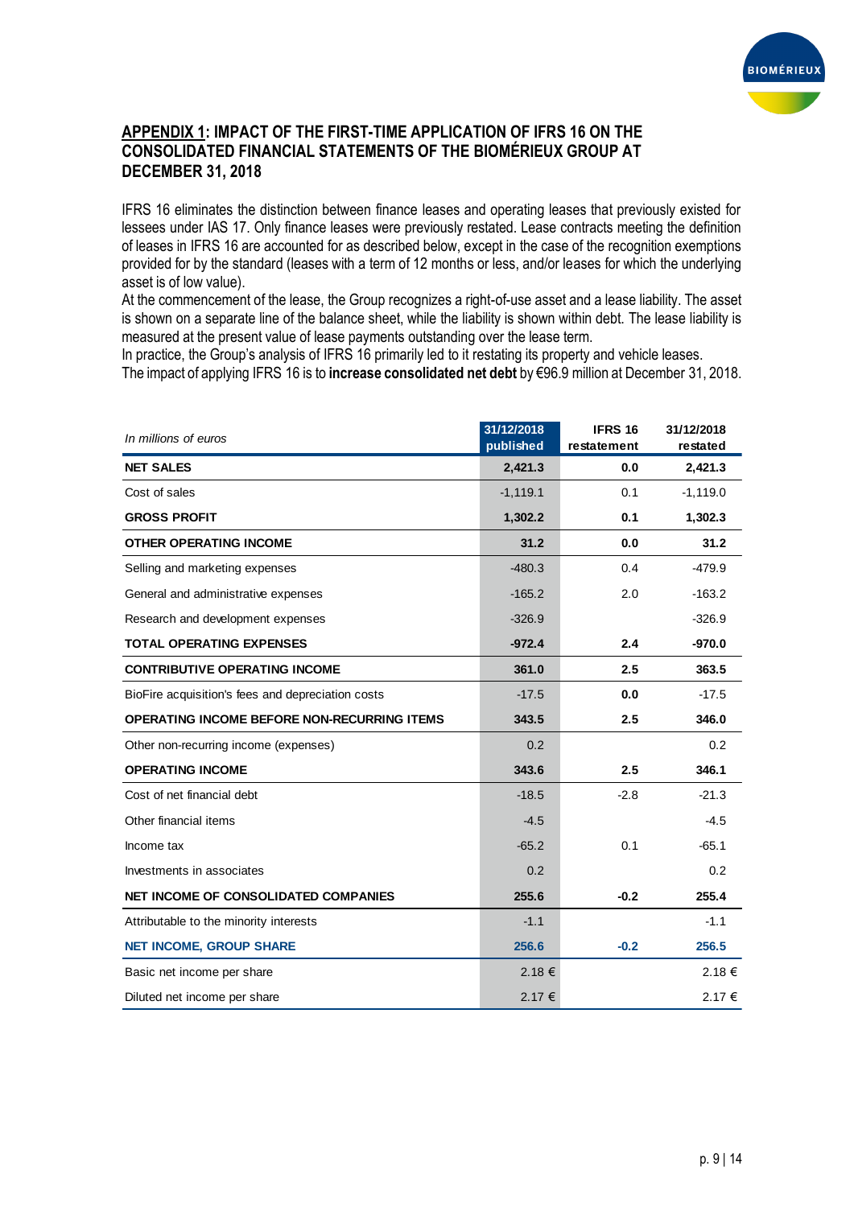## APPENDIX 1: IMPACT OF THE FIRST-TIME APPLICATION OF IFRS 16 ON THE CONSOLIDATED FINANCIAL STATEMENTS OF THE BIOMÉRIEUX GROUP AT DECEMBER 31, 2018

IFRS 16 eliminates the distinction between finance leases and operating leases that previously existed for lessees under IAS 17. Only finance leases were previously restated. Lease contracts meeting the definition of leases in IFRS 16 are accounted for as described below, except in the case of the recognition exemptions provided for by the standard (leases with a term of 12 months or less, and/or leases for which the underlying asset is of low value).

At the commencement of the lease, the Group recognizes a right-of-use asset and a lease liability. The asset is shown on a separate line of the balance sheet, while the liability is shown within debt. The lease liability is measured at the present value of lease payments outstanding over the lease term.

In practice, the Group's analysis of IFRS 16 primarily led to it restating its property and vehicle leases.

The impact of applying IFRS 16 is to **increase consolidated net debt** by €96.9 million at December 31, 2018.

| *In millions of euros* | 31/12/2018 published | IFRS 16 restatement | 31/12/2018 restated |
|---|---|---|---|
| **NET SALES** | **2,421.3** | **0.0** | **2,421.3** |
| Cost of sales | -1,119.1 | 0.1 | -1,119.0 |
| **GROSS PROFIT** | **1,302.2** | **0.1** | **1,302.3** |
| **OTHER OPERATING INCOME** | **31.2** | **0.0** | **31.2** |
| Selling and marketing expenses | -480.3 | 0.4 | -479.9 |
| General and administrative expenses | -165.2 | 2.0 | -163.2 |
| Research and development expenses | -326.9 | | -326.9 |
| **TOTAL OPERATING EXPENSES** | **-972.4** | **2.4** | **-970.0** |
| **CONTRIBUTIVE OPERATING INCOME** | **361.0** | **2.5** | **363.5** |
| BioFire acquisition's fees and depreciation costs | -17.5 | **0.0** | -17.5 |
| **OPERATING INCOME BEFORE NON-RECURRING ITEMS** | **343.5** | **2.5** | **346.0** |
| Other non-recurring income (expenses) | 0.2 | | 0.2 |
| **OPERATING INCOME** | **343.6** | **2.5** | **346.1** |
| Cost of net financial debt | -18.5 | -2.8 | -21.3 |
| Other financial items | -4.5 | | -4.5 |
| Income tax | -65.2 | 0.1 | -65.1 |
| Investments in associates | 0.2 | | 0.2 |
| **NET INCOME OF CONSOLIDATED COMPANIES** | **255.6** | **-0.2** | **255.4** |
| Attributable to the minority interests | -1.1 | | -1.1 |
| **NET INCOME, GROUP SHARE** | **256.6** | **-0.2** | **256.5** |
| Basic net income per share | 2.18 € | | 2.18 € |
| Diluted net income per share | 2.17 € | | 2.17 € |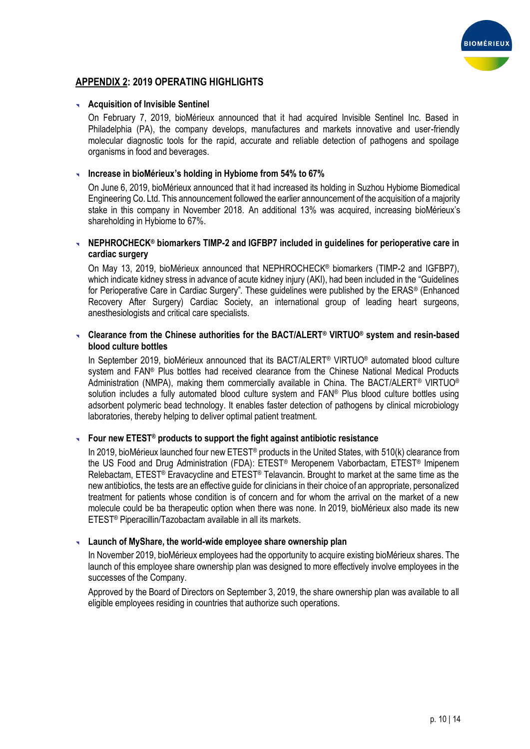## APPENDIX 2: 2019 OPERATING HIGHLIGHTS

- **Acquisition of Invisible Sentinel**

  On February 7, 2019, bioMérieux announced that it had acquired Invisible Sentinel Inc. Based in Philadelphia (PA), the company develops, manufactures and markets innovative and user-friendly molecular diagnostic tools for the rapid, accurate and reliable detection of pathogens and spoilage organisms in food and beverages.

- **Increase in bioMérieux's holding in Hybiome from 54% to 67%**

  On June 6, 2019, bioMérieux announced that it had increased its holding in Suzhou Hybiome Biomedical Engineering Co. Ltd. This announcement followed the earlier announcement of the acquisition of a majority stake in this company in November 2018. An additional 13% was acquired, increasing bioMérieux's shareholding in Hybiome to 67%.

- **NEPHROCHECK® biomarkers TIMP-2 and IGFBP7 included in guidelines for perioperative care in cardiac surgery**

  On May 13, 2019, bioMérieux announced that NEPHROCHECK® biomarkers (TIMP-2 and IGFBP7), which indicate kidney stress in advance of acute kidney injury (AKI), had been included in the "Guidelines for Perioperative Care in Cardiac Surgery". These guidelines were published by the ERAS® (Enhanced Recovery After Surgery) Cardiac Society, an international group of leading heart surgeons, anesthesiologists and critical care specialists.

- **Clearance from the Chinese authorities for the BACT/ALERT® VIRTUO® system and resin-based blood culture bottles**

  In September 2019, bioMérieux announced that its BACT/ALERT® VIRTUO® automated blood culture system and FAN® Plus bottles had received clearance from the Chinese National Medical Products Administration (NMPA), making them commercially available in China. The BACT/ALERT® VIRTUO® solution includes a fully automated blood culture system and FAN® Plus blood culture bottles using adsorbent polymeric bead technology. It enables faster detection of pathogens by clinical microbiology laboratories, thereby helping to deliver optimal patient treatment.

- **Four new ETEST® products to support the fight against antibiotic resistance**

  In 2019, bioMérieux launched four new ETEST® products in the United States, with 510(k) clearance from the US Food and Drug Administration (FDA): ETEST® Meropenem Vaborbactam, ETEST® Imipenem Relebactam, ETEST® Eravacycline and ETEST® Telavancin. Brought to market at the same time as the new antibiotics, the tests are an effective guide for clinicians in their choice of an appropriate, personalized treatment for patients whose condition is of concern and for whom the arrival on the market of a new molecule could be ba therapeutic option when there was none. In 2019, bioMérieux also made its new ETEST® Piperacillin/Tazobactam available in all its markets.

- **Launch of MyShare, the world-wide employee share ownership plan**

  In November 2019, bioMérieux employees had the opportunity to acquire existing bioMérieux shares. The launch of this employee share ownership plan was designed to more effectively involve employees in the successes of the Company.

  Approved by the Board of Directors on September 3, 2019, the share ownership plan was available to all eligible employees residing in countries that authorize such operations.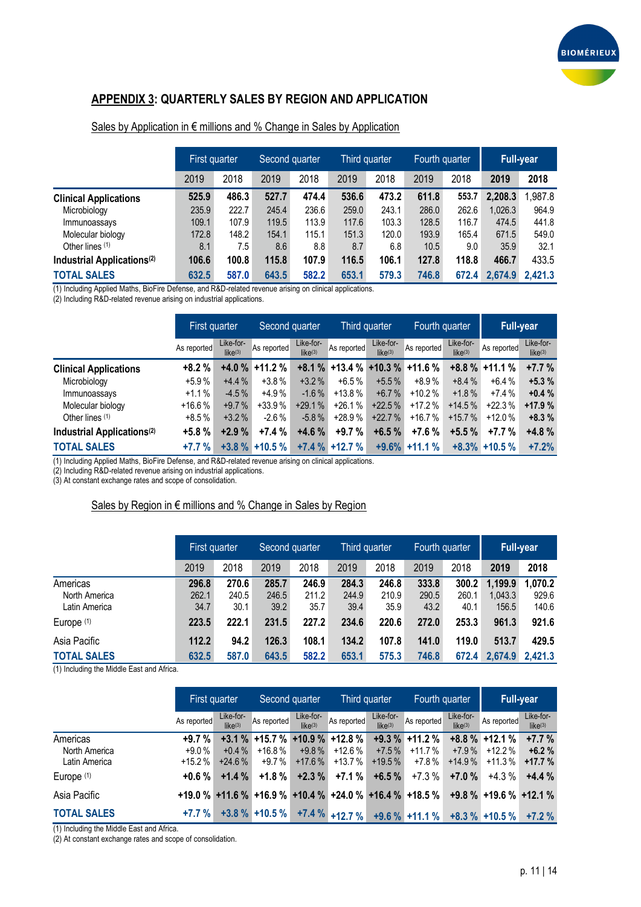## APPENDIX 3: QUARTERLY SALES BY REGION AND APPLICATION

Sales by Application in € millions and % Change in Sales by Application

| | First quarter | | Second quarter | | Third quarter | | Fourth quarter | | Full-year | |
|---|---|---|---|---|---|---|---|---|---|---|
| | 2019 | 2018 | 2019 | 2018 | 2019 | 2018 | 2019 | 2018 | 2019 | 2018 |
| **Clinical Applications** | **525.9** | 486.3 | **527.7** | 474.4 | **536.6** | 473.2 | **611.8** | 553.7 | **2,208.3** | 1,987.8 |
| Microbiology | 235.9 | 222.7 | 245.4 | 236.6 | 259.0 | 243.1 | 286.0 | 262.6 | 1,026.3 | 964.9 |
| Immunoassays | 109.1 | 107.9 | 119.5 | 113.9 | 117.6 | 103.3 | 128.5 | 116.7 | 474.5 | 441.8 |
| Molecular biology | 172.8 | 148.2 | 154.1 | 115.1 | 151.3 | 120.0 | 193.9 | 165.4 | 671.5 | 549.0 |
| Other lines (1) | 8.1 | 7.5 | 8.6 | 8.8 | 8.7 | 6.8 | 10.5 | 9.0 | 35.9 | 32.1 |
| **Industrial Applications(2)** | **106.6** | 100.8 | **115.8** | 107.9 | **116.5** | 106.1 | **127.8** | 118.8 | **466.7** | 433.5 |
| **TOTAL SALES** | **632.5** | **587.0** | **643.5** | **582.2** | **653.1** | **579.3** | **746.8** | **672.4** | **2,674.9** | **2,421.3** |

(1) Including Applied Maths, BioFire Defense, and R&D-related revenue arising on clinical applications.
(2) Including R&D-related revenue arising on industrial applications.

| | First quarter | | Second quarter | | Third quarter | | Fourth quarter | | Full-year | |
|---|---|---|---|---|---|---|---|---|---|---|
| | As reported | Like-for-like(3) | As reported | Like-for-like(3) | As reported | Like-for-like(3) | As reported | Like-for-like(3) | As reported | Like-for-like(3) |
| **Clinical Applications** | **+8.2 %** | **+4.0 %** | **+11.2 %** | **+8.1 %** | **+13.4 %** | **+10.3 %** | **+11.6 %** | **+8.8 %** | **+11.1 %** | **+7.7 %** |
| Microbiology | +5.9 % | +4.4 % | +3.8 % | +3.2 % | +6.5 % | +5.5 % | +8.9 % | +8.4 % | +6.4 % | **+5.3 %** |
| Immunoassays | +1.1 % | -4.5 % | +4.9 % | -1.6 % | +13.8 % | +6.7 % | +10.2 % | +1.8 % | +7.4 % | **+0.4 %** |
| Molecular biology | +16.6 % | +9.7 % | +33.9 % | +29.1 % | +26.1 % | +22.5 % | +17.2 % | +14.5 % | +22.3 % | **+17.9 %** |
| Other lines (1) | +8.5 % | +3.2 % | -2.6 % | -5.8 % | +28.9 % | +22.7 % | +16.7 % | +15.7 % | +12.0 % | **+8.3 %** |
| **Industrial Applications(2)** | **+5.8 %** | **+2.9 %** | **+7.4 %** | **+4.6 %** | **+9.7 %** | **+6.5 %** | **+7.6 %** | **+5.5 %** | **+7.7 %** | **+4.8 %** |
| **TOTAL SALES** | **+7.7 %** | **+3.8 %** | **+10.5 %** | **+7.4 %** | **+12.7 %** | **+9.6%** | **+11.1 %** | **+8.3%** | **+10.5 %** | **+7.2%** |

(1) Including Applied Maths, BioFire Defense, and R&D-related revenue arising on clinical applications.
(2) Including R&D-related revenue arising on industrial applications.
(3) At constant exchange rates and scope of consolidation.

Sales by Region in € millions and % Change in Sales by Region

| | First quarter | | Second quarter | | Third quarter | | Fourth quarter | | Full-year | |
|---|---|---|---|---|---|---|---|---|---|---|
| | 2019 | 2018 | 2019 | 2018 | 2019 | 2018 | 2019 | 2018 | 2019 | 2018 |
| Americas | **296.8** | **270.6** | **285.7** | **246.9** | **284.3** | **246.8** | **333.8** | **300.2** | **1,199.9** | **1,070.2** |
| North America | 262.1 | 240.5 | 246.5 | 211.2 | 244.9 | 210.9 | 290.5 | 260.1 | 1,043.3 | 929.6 |
| Latin America | 34.7 | 30.1 | 39.2 | 35.7 | 39.4 | 35.9 | 43.2 | 40.1 | 156.5 | 140.6 |
| Europe (1) | **223.5** | **222.1** | **231.5** | **227.2** | **234.6** | **220.6** | **272.0** | **253.3** | **961.3** | **921.6** |
| Asia Pacific | **112.2** | **94.2** | **126.3** | **108.1** | **134.2** | **107.8** | **141.0** | **119.0** | **513.7** | **429.5** |
| **TOTAL SALES** | **632.5** | **587.0** | **643.5** | **582.2** | **653.1** | **575.3** | **746.8** | **672.4** | **2,674.9** | **2,421.3** |

(1) Including the Middle East and Africa.

| | First quarter | | Second quarter | | Third quarter | | Fourth quarter | | Full-year | |
|---|---|---|---|---|---|---|---|---|---|---|
| | As reported | Like-for-like(2) | As reported | Like-for-like(2) | As reported | Like-for-like(2) | As reported | Like-for-like(2) | As reported | Like-for-like(2) |
| Americas | **+9.7 %** | **+3.1 %** | **+15.7 %** | **+10.9 %** | **+12.8 %** | **+9.3 %** | **+11.2 %** | **+8.8 %** | **+12.1 %** | **+7.7 %** |
| North America | +9.0 % | +0.4 % | +16.8 % | +9.8 % | +12.6 % | +7.5 % | +11.7 % | +7.9 % | +12.2 % | **+6.2 %** |
| Latin America | +15.2 % | +24.6 % | +9.7 % | +17.6 % | +13.7 % | +19.5 % | +7.8 % | +14.9 % | +11.3 % | **+17.7 %** |
| Europe (1) | **+0.6 %** | **+1.4 %** | **+1.8 %** | **+2.3 %** | **+7.1 %** | **+6.5 %** | +7.3 % | **+7.0 %** | +4.3 % | **+4.4 %** |
| Asia Pacific | **+19.0 %** | **+11.6 %** | **+16.9 %** | **+10.4 %** | **+24.0 %** | **+16.4 %** | **+18.5 %** | **+9.8 %** | **+19.6 %** | **+12.1 %** |
| **TOTAL SALES** | **+7.7 %** | **+3.8 %** | **+10.5 %** | **+7.4 %** | **+12.7 %** | **+9.6 %** | **+11.1 %** | **+8.3 %** | **+10.5 %** | **+7.2 %** |

(1) Including the Middle East and Africa.
(2) At constant exchange rates and scope of consolidation.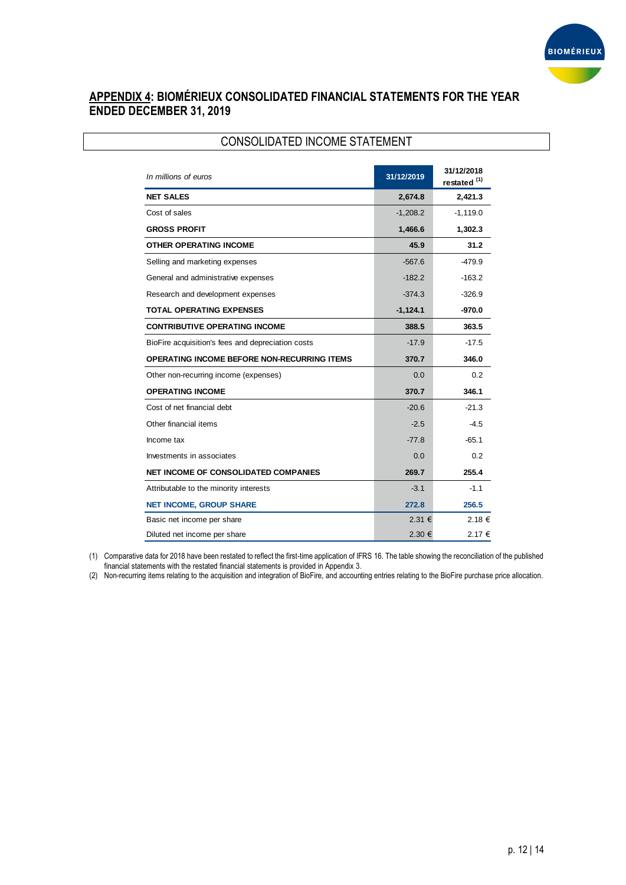## APPENDIX 4: BIOMÉRIEUX CONSOLIDATED FINANCIAL STATEMENTS FOR THE YEAR ENDED DECEMBER 31, 2019

### CONSOLIDATED INCOME STATEMENT

| *In millions of euros* | 31/12/2019 | 31/12/2018 restated (1) |
|---|---|---|
| **NET SALES** | **2,674.8** | **2,421.3** |
| Cost of sales | -1,208.2 | -1,119.0 |
| **GROSS PROFIT** | **1,466.6** | **1,302.3** |
| **OTHER OPERATING INCOME** | **45.9** | **31.2** |
| Selling and marketing expenses | -567.6 | -479.9 |
| General and administrative expenses | -182.2 | -163.2 |
| Research and development expenses | -374.3 | -326.9 |
| **TOTAL OPERATING EXPENSES** | **-1,124.1** | **-970.0** |
| **CONTRIBUTIVE OPERATING INCOME** | **388.5** | **363.5** |
| BioFire acquisition's fees and depreciation costs | -17.9 | -17.5 |
| **OPERATING INCOME BEFORE NON-RECURRING ITEMS** | **370.7** | **346.0** |
| Other non-recurring income (expenses) | 0.0 | 0.2 |
| **OPERATING INCOME** | **370.7** | **346.1** |
| Cost of net financial debt | -20.6 | -21.3 |
| Other financial items | -2.5 | -4.5 |
| Income tax | -77.8 | -65.1 |
| Investments in associates | 0.0 | 0.2 |
| **NET INCOME OF CONSOLIDATED COMPANIES** | **269.7** | **255.4** |
| Attributable to the minority interests | -3.1 | -1.1 |
| **NET INCOME, GROUP SHARE** | **272.8** | **256.5** |
| Basic net income per share | 2.31 € | 2.18 € |
| Diluted net income per share | 2.30 € | 2.17 € |

(1) Comparative data for 2018 have been restated to reflect the first-time application of IFRS 16. The table showing the reconciliation of the published financial statements with the restated financial statements is provided in Appendix 3.

(2) Non-recurring items relating to the acquisition and integration of BioFire, and accounting entries relating to the BioFire purchase price allocation.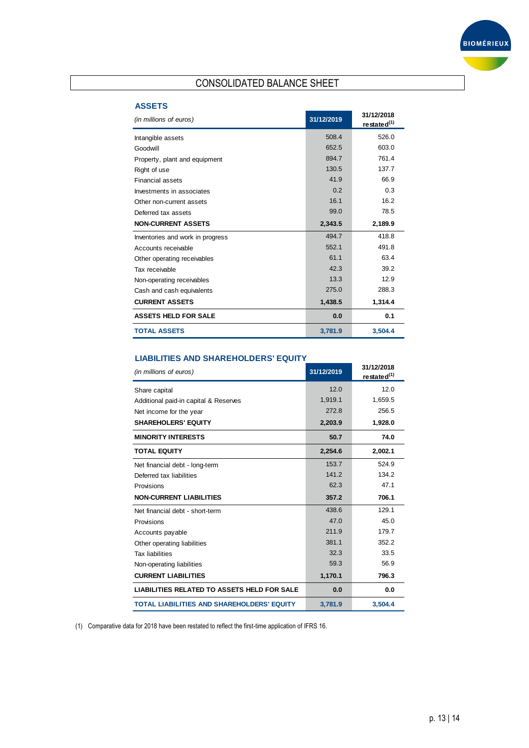# CONSOLIDATED BALANCE SHEET

## ASSETS

| *(in millions of euros)* | 31/12/2019 | 31/12/2018 restated[1] |
|---|---|---|
| Intangible assets | 508.4 | 526.0 |
| Goodwill | 652.5 | 603.0 |
| Property, plant and equipment | 894.7 | 761.4 |
| Right of use | 130.5 | 137.7 |
| Financial assets | 41.9 | 66.9 |
| Investments in associates | 0.2 | 0.3 |
| Other non-current assets | 16.1 | 16.2 |
| Deferred tax assets | 99.0 | 78.5 |
| **NON-CURRENT ASSETS** | **2,343.5** | **2,189.9** |
| Inventories and work in progress | 494.7 | 418.8 |
| Accounts receivable | 552.1 | 491.8 |
| Other operating receivables | 61.1 | 63.4 |
| Tax receivable | 42.3 | 39.2 |
| Non-operating receivables | 13.3 | 12.9 |
| Cash and cash equivalents | 275.0 | 288.3 |
| **CURRENT ASSETS** | **1,438.5** | **1,314.4** |
| **ASSETS HELD FOR SALE** | **0.0** | **0.1** |
| **TOTAL ASSETS** | **3,781.9** | **3,504.4** |

## LIABILITIES AND SHAREHOLDERS' EQUITY

| *(in millions of euros)* | 31/12/2019 | 31/12/2018 restated[1] |
|---|---|---|
| Share capital | 12.0 | 12.0 |
| Additional paid-in capital & Reserves | 1,919.1 | 1,659.5 |
| Net income for the year | 272.8 | 256.5 |
| **SHAREHOLERS' EQUITY** | **2,203.9** | **1,928.0** |
| **MINORITY INTERESTS** | **50.7** | **74.0** |
| **TOTAL EQUITY** | **2,254.6** | **2,002.1** |
| Net financial debt - long-term | 153.7 | 524.9 |
| Deferred tax liabilities | 141.2 | 134.2 |
| Provisions | 62.3 | 47.1 |
| **NON-CURRENT LIABILITIES** | **357.2** | **706.1** |
| Net financial debt - short-term | 438.6 | 129.1 |
| Provisions | 47.0 | 45.0 |
| Accounts payable | 211.9 | 179.7 |
| Other operating liabilities | 381.1 | 352.2 |
| Tax liabilities | 32.3 | 33.5 |
| Non-operating liabilities | 59.3 | 56.9 |
| **CURRENT LIABILITIES** | **1,170.1** | **796.3** |
| **LIABILITIES RELATED TO ASSETS HELD FOR SALE** | **0.0** | **0.0** |
| **TOTAL LIABILITIES AND SHAREHOLDERS' EQUITY** | **3,781.9** | **3,504.4** |

(1) Comparative data for 2018 have been restated to reflect the first-time application of IFRS 16.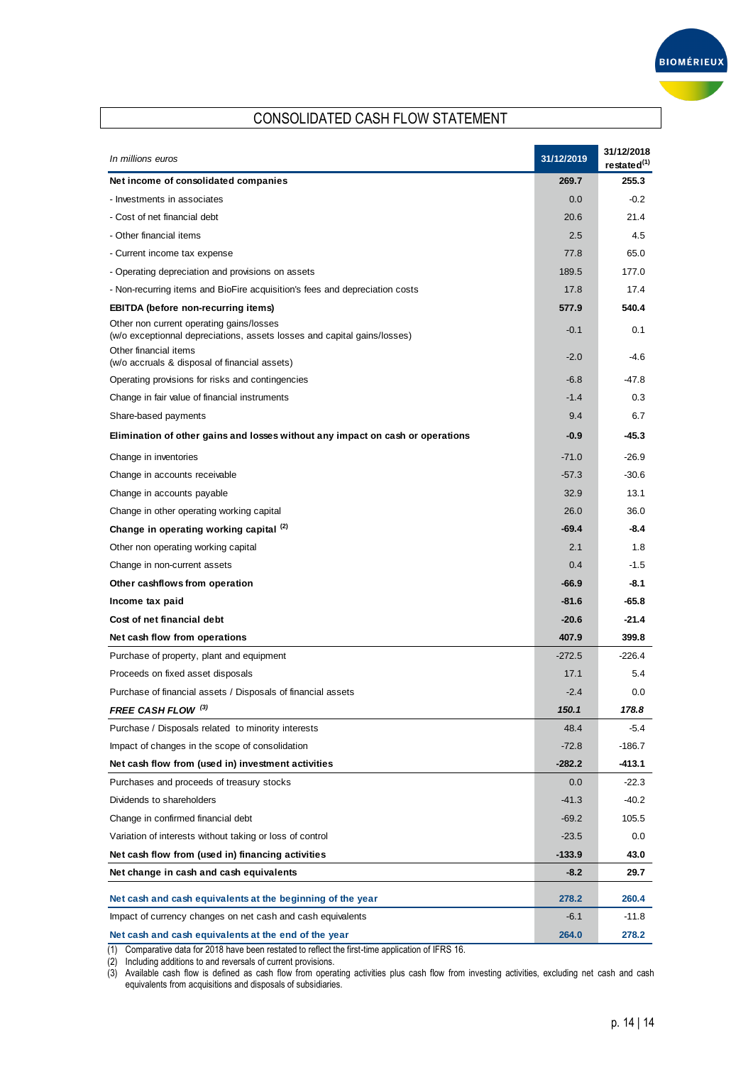# CONSOLIDATED CASH FLOW STATEMENT

| *In millions euros* | 31/12/2019 | 31/12/2018 restated[1] |
|---|---|---|
| **Net income of consolidated companies** | **269.7** | **255.3** |
| - Investments in associates | 0.0 | -0.2 |
| - Cost of net financial debt | 20.6 | 21.4 |
| - Other financial items | 2.5 | 4.5 |
| - Current income tax expense | 77.8 | 65.0 |
| - Operating depreciation and provisions on assets | 189.5 | 177.0 |
| - Non-recurring items and BioFire acquisition's fees and depreciation costs | 17.8 | 17.4 |
| **EBITDA (before non-recurring items)** | **577.9** | **540.4** |
| Other non current operating gains/losses (w/o exceptionnal depreciations, assets losses and capital gains/losses) | -0.1 | 0.1 |
| Other financial items (w/o accruals & disposal of financial assets) | -2.0 | -4.6 |
| Operating provisions for risks and contingencies | -6.8 | -47.8 |
| Change in fair value of financial instruments | -1.4 | 0.3 |
| Share-based payments | 9.4 | 6.7 |
| **Elimination of other gains and losses without any impact on cash or operations** | **-0.9** | **-45.3** |
| Change in inventories | -71.0 | -26.9 |
| Change in accounts receivable | -57.3 | -30.6 |
| Change in accounts payable | 32.9 | 13.1 |
| Change in other operating working capital | 26.0 | 36.0 |
| **Change in operating working capital [2]** | **-69.4** | **-8.4** |
| Other non operating working capital | 2.1 | 1.8 |
| Change in non-current assets | 0.4 | -1.5 |
| **Other cashflows from operation** | **-66.9** | **-8.1** |
| **Income tax paid** | **-81.6** | **-65.8** |
| **Cost of net financial debt** | **-20.6** | **-21.4** |
| **Net cash flow from operations** | **407.9** | **399.8** |
| Purchase of property, plant and equipment | -272.5 | -226.4 |
| Proceeds on fixed asset disposals | 17.1 | 5.4 |
| Purchase of financial assets / Disposals of financial assets | -2.4 | 0.0 |
| ***FREE CASH FLOW [3]*** | ***150.1*** | ***178.8*** |
| Purchase / Disposals related to minority interests | 48.4 | -5.4 |
| Impact of changes in the scope of consolidation | -72.8 | -186.7 |
| **Net cash flow from (used in) investment activities** | **-282.2** | **-413.1** |
| Purchases and proceeds of treasury stocks | 0.0 | -22.3 |
| Dividends to shareholders | -41.3 | -40.2 |
| Change in confirmed financial debt | -69.2 | 105.5 |
| Variation of interests without taking or loss of control | -23.5 | 0.0 |
| **Net cash flow from (used in) financing activities** | **-133.9** | **43.0** |
| **Net change in cash and cash equivalents** | **-8.2** | **29.7** |
| **Net cash and cash equivalents at the beginning of the year** | **278.2** | **260.4** |
| Impact of currency changes on net cash and cash equivalents | -6.1 | -11.8 |
| **Net cash and cash equivalents at the end of the year** | **264.0** | **278.2** |

(1) Comparative data for 2018 have been restated to reflect the first-time application of IFRS 16.
(2) Including additions to and reversals of current provisions.
(3) Available cash flow is defined as cash flow from operating activities plus cash flow from investing activities, excluding net cash and cash equivalents from acquisitions and disposals of subsidiaries.